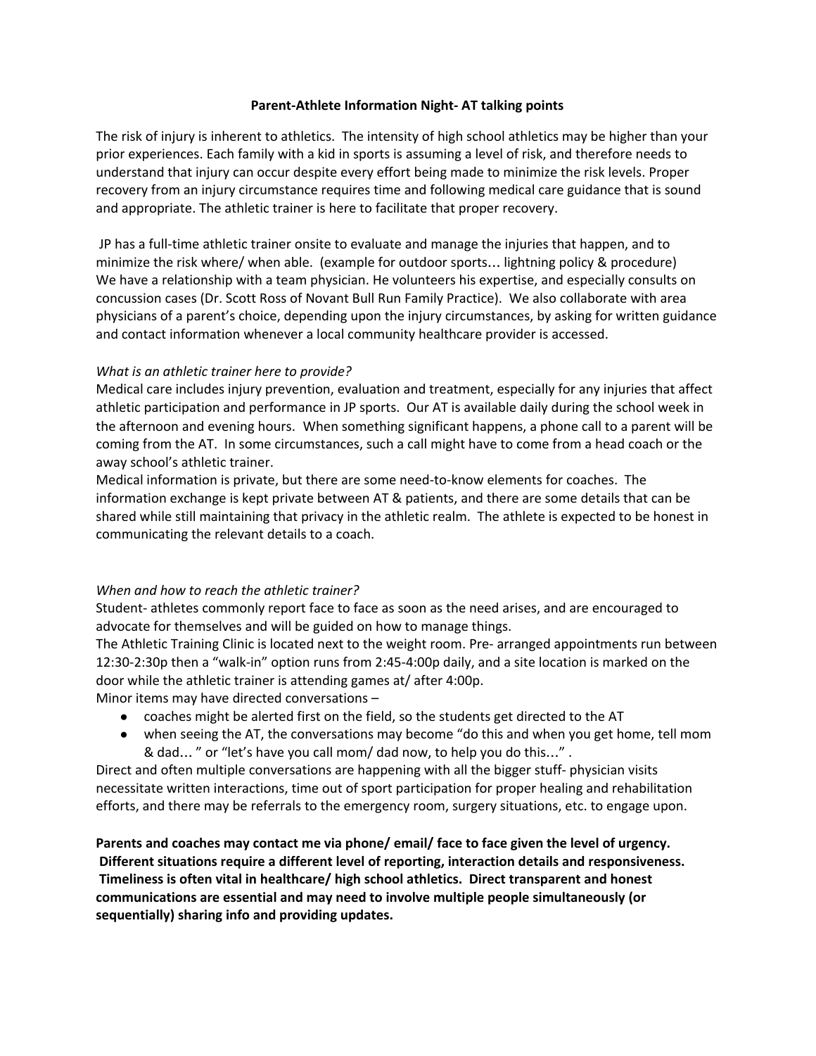**Parent-Athlete Information Night- AT talking points**

The risk of injury is inherent to athletics. The intensity of high school athletics may be higher than your prior experiences. Each family with a kid in sports is assuming a level of risk, and therefore needs to understand that injury can occur despite every effort being made to minimize the risk levels. Proper recovery from an injury circumstance requires time and following medical care guidance that is sound and appropriate. The athletic trainer is here to facilitate that proper recovery.

JP has a full-time athletic trainer onsite to evaluate and manage the injuries that happen, and to minimize the risk where/ when able. (example for outdoor sports… lightning policy & procedure) We have a relationship with a team physician. He volunteers his expertise, and especially consults on concussion cases (Dr. Scott Ross of Novant Bull Run Family Practice). We also collaborate with area physicians of a parent's choice, depending upon the injury circumstances, by asking for written guidance and contact information whenever a local community healthcare provider is accessed.

*What is an athletic trainer here to provide?*

Medical care includes injury prevention, evaluation and treatment, especially for any injuries that affect athletic participation and performance in JP sports. Our AT is available daily during the school week in the afternoon and evening hours. When something significant happens, a phone call to a parent will be coming from the AT. In some circumstances, such a call might have to come from a head coach or the away school's athletic trainer.

Medical information is private, but there are some need-to-know elements for coaches. The information exchange is kept private between AT & patients, and there are some details that can be shared while still maintaining that privacy in the athletic realm. The athlete is expected to be honest in communicating the relevant details to a coach.

*When and how to reach the athletic trainer?*

Student- athletes commonly report face to face as soon as the need arises, and are encouraged to advocate for themselves and will be guided on how to manage things.

The Athletic Training Clinic is located next to the weight room. Pre- arranged appointments run between 12:30-2:30p then a "walk-in" option runs from 2:45-4:00p daily, and a site location is marked on the door while the athletic trainer is attending games at/ after 4:00p.

Minor items may have directed conversations –

- coaches might be alerted first on the field, so the students get directed to the AT
- when seeing the AT, the conversations may become "do this and when you get home, tell mom & dad… " or "let's have you call mom/ dad now, to help you do this…" .

Direct and often multiple conversations are happening with all the bigger stuff- physician visits necessitate written interactions, time out of sport participation for proper healing and rehabilitation efforts, and there may be referrals to the emergency room, surgery situations, etc. to engage upon.

**Parents and coaches may contact me via phone/ email/ face to face given the level of urgency. Different situations require a different level of reporting, interaction details and responsiveness. Timeliness is often vital in healthcare/ high school athletics. Direct transparent and honest communications are essential and may need to involve multiple people simultaneously (or sequentially) sharing info and providing updates.**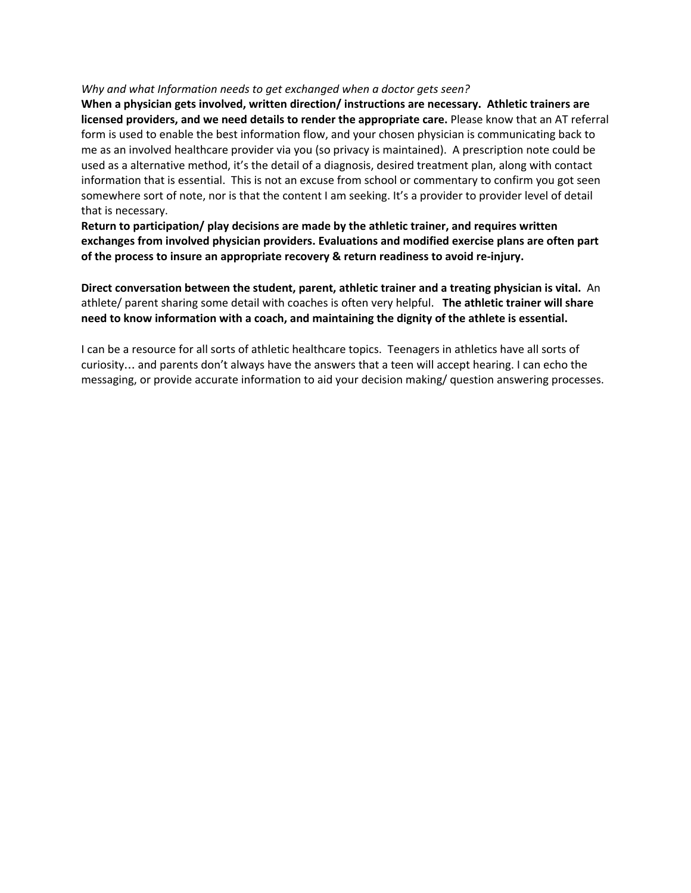*Why and what Information needs to get exchanged when a doctor gets seen?*

**When a physician gets involved, written direction/ instructions are necessary. Athletic trainers are licensed providers, and we need details to render the appropriate care.** Please know that an AT referral form is used to enable the best information flow, and your chosen physician is communicating back to me as an involved healthcare provider via you (so privacy is maintained). A prescription note could be used as a alternative method, it's the detail of a diagnosis, desired treatment plan, along with contact information that is essential. This is not an excuse from school or commentary to confirm you got seen somewhere sort of note, nor is that the content I am seeking. It's a provider to provider level of detail that is necessary.

**Return to participation/ play decisions are made by the athletic trainer, and requires written exchanges from involved physician providers. Evaluations and modified exercise plans are often part of the process to insure an appropriate recovery & return readiness to avoid re-injury.**

**Direct conversation between the student, parent, athletic trainer and a treating physician is vital.** An athlete/ parent sharing some detail with coaches is often very helpful. **The athletic trainer will share need to know information with a coach, and maintaining the dignity of the athlete is essential.**

I can be a resource for all sorts of athletic healthcare topics. Teenagers in athletics have all sorts of curiosity… and parents don't always have the answers that a teen will accept hearing. I can echo the messaging, or provide accurate information to aid your decision making/ question answering processes.